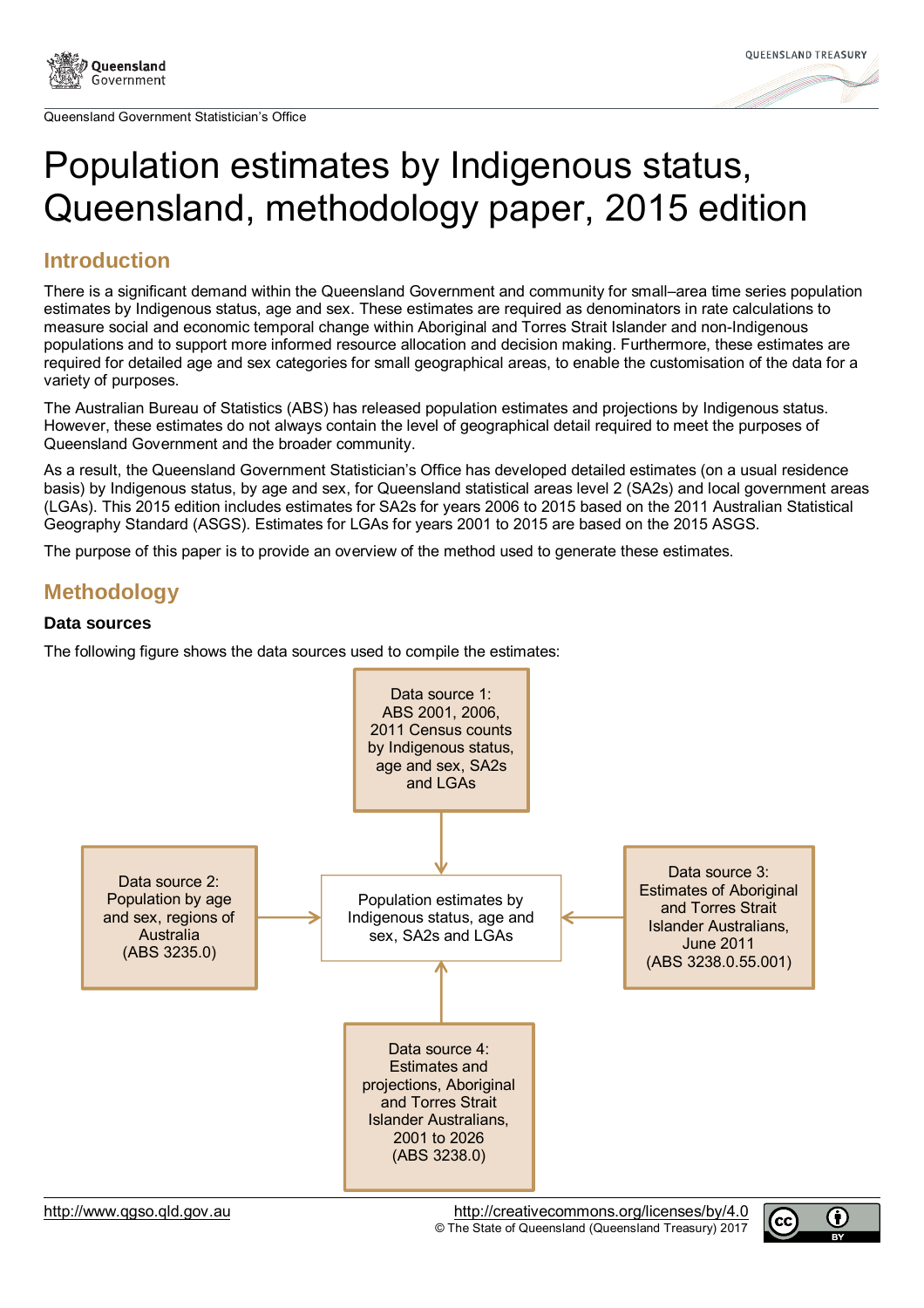Queensland Government Statistician's Office

# Population estimates by Indigenous status, Queensland, methodology paper, 2015 edition

## Introduction

There is a significant demand within the Queensland Government and community for small–area time series population estimates by Indigenous status, age and sex. These estimates are required as denominators in rate calculations to measure social and economic temporal change within Aboriginal and Torres Strait Islander and non-Indigenous populations and to support more informed resource allocation and decision making. Furthermore, these estimates are required for detailed age and sex categories for small geographical areas, to enable the customisation of the data for a variety of purposes.

The Australian Bureau of Statistics (ABS) has released population estimates and projections by Indigenous status. However, these estimates do not always contain the level of geographical detail required to meet the purposes of Queensland Government and the broader community.

As a result, the Queensland Government Statistician's Office has developed detailed estimates (on a usual residence basis) by Indigenous status, by age and sex, for Queensland statistical areas level 2 (SA2s) and local government areas (LGAs). This 2015 edition includes estimates for SA2s for years 2006 to 2015 based on the 2011 Australian Statistical Geography Standard (ASGS). Estimates for LGAs for years 2001 to 2015 are based on the 2015 ASGS.

The purpose of this paper is to provide an overview of the method used to generate these estimates.

## Methodology

### Data sources

The following figure shows the data sources used to compile the estimates:

Data source 1: ABS 2001, 2006, 2011 Census counts by Indigenous status, age and sex, SA2s and LGAs

Data source 2: Population by age and sex, regions of Australia (ABS 3235.0)

Population estimates by Indigenous status, age and sex, SA2s and LGAs

Data source 3: Estimates of Aboriginal and Torres Strait Islander Australians, June 2011 (ABS 3238.0.55.001)

Data source 4: Estimates and projections, Aboriginal and Torres Strait Islander Australians, 2001 to 2026 (ABS 3238.0)

http://www.qgso.qld.gov.au

http://creativecommons.org/licenses/by/4.0
© The State of Queensland (Queensland Treasury) 2017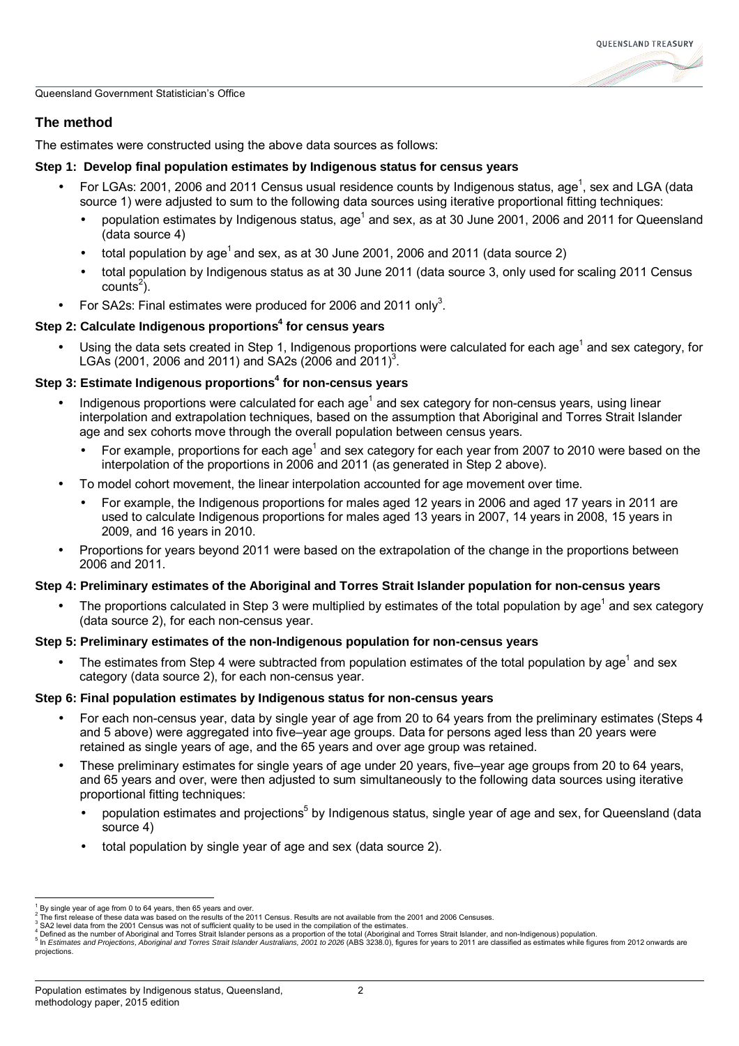## The method

The estimates were constructed using the above data sources as follows:

### Step 1: Develop final population estimates by Indigenous status for census years

- For LGAs: 2001, 2006 and 2011 Census usual residence counts by Indigenous status, age[1], sex and LGA (data source 1) were adjusted to sum to the following data sources using iterative proportional fitting techniques:
  - population estimates by Indigenous status, age[1] and sex, as at 30 June 2001, 2006 and 2011 for Queensland (data source 4)
  - total population by age[1] and sex, as at 30 June 2001, 2006 and 2011 (data source 2)
  - total population by Indigenous status as at 30 June 2011 (data source 3, only used for scaling 2011 Census counts[2]).
- For SA2s: Final estimates were produced for 2006 and 2011 only[3].

### Step 2: Calculate Indigenous proportions[4] for census years

- Using the data sets created in Step 1, Indigenous proportions were calculated for each age[1] and sex category, for LGAs (2001, 2006 and 2011) and SA2s (2006 and 2011)[3].

### Step 3: Estimate Indigenous proportions[4] for non-census years

- Indigenous proportions were calculated for each age[1] and sex category for non-census years, using linear interpolation and extrapolation techniques, based on the assumption that Aboriginal and Torres Strait Islander age and sex cohorts move through the overall population between census years.
  - For example, proportions for each age[1] and sex category for each year from 2007 to 2010 were based on the interpolation of the proportions in 2006 and 2011 (as generated in Step 2 above).
- To model cohort movement, the linear interpolation accounted for age movement over time.
  - For example, the Indigenous proportions for males aged 12 years in 2006 and aged 17 years in 2011 are used to calculate Indigenous proportions for males aged 13 years in 2007, 14 years in 2008, 15 years in 2009, and 16 years in 2010.
- Proportions for years beyond 2011 were based on the extrapolation of the change in the proportions between 2006 and 2011.

### Step 4: Preliminary estimates of the Aboriginal and Torres Strait Islander population for non-census years

- The proportions calculated in Step 3 were multiplied by estimates of the total population by age[1] and sex category (data source 2), for each non-census year.

### Step 5: Preliminary estimates of the non-Indigenous population for non-census years

- The estimates from Step 4 were subtracted from population estimates of the total population by age[1] and sex category (data source 2), for each non-census year.

### Step 6: Final population estimates by Indigenous status for non-census years

- For each non-census year, data by single year of age from 20 to 64 years from the preliminary estimates (Steps 4 and 5 above) were aggregated into five–year age groups. Data for persons aged less than 20 years were retained as single years of age, and the 65 years and over age group was retained.
- These preliminary estimates for single years of age under 20 years, five–year age groups from 20 to 64 years, and 65 years and over, were then adjusted to sum simultaneously to the following data sources using iterative proportional fitting techniques:
  - population estimates and projections[5] by Indigenous status, single year of age and sex, for Queensland (data source 4)
  - total population by single year of age and sex (data source 2).

---

[1] By single year of age from 0 to 64 years, then 65 years and over.
[2] The first release of these data was based on the results of the 2011 Census. Results are not available from the 2001 and 2006 Censuses.
[3] SA2 level data from the 2001 Census was not of sufficient quality to be used in the compilation of the estimates.
[4] Defined as the number of Aboriginal and Torres Strait Islander persons as a proportion of the total (Aboriginal and Torres Strait Islander, and non-Indigenous) population.
[5] In *Estimates and Projections, Aboriginal and Torres Strait Islander Australians, 2001 to 2026* (ABS 3238.0), figures for years to 2011 are classified as estimates while figures from 2012 onwards are projections.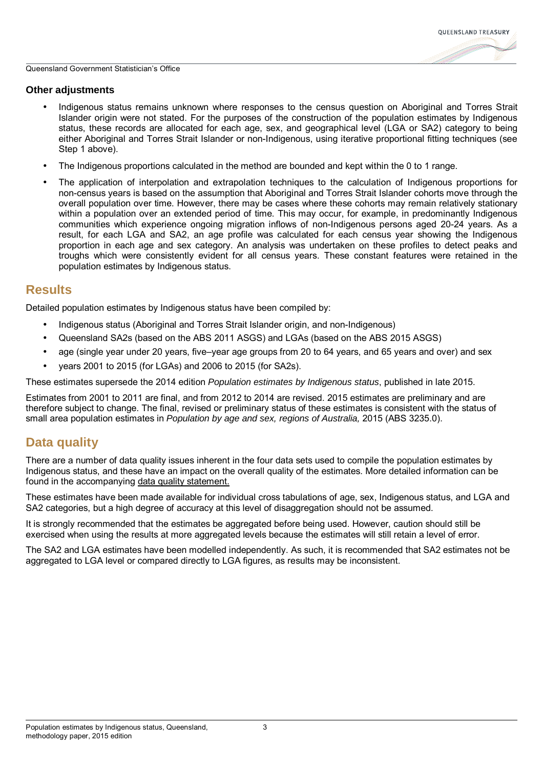### Other adjustments

- Indigenous status remains unknown where responses to the census question on Aboriginal and Torres Strait Islander origin were not stated. For the purposes of the construction of the population estimates by Indigenous status, these records are allocated for each age, sex, and geographical level (LGA or SA2) category to being either Aboriginal and Torres Strait Islander or non-Indigenous, using iterative proportional fitting techniques (see Step 1 above).
- The Indigenous proportions calculated in the method are bounded and kept within the 0 to 1 range.
- The application of interpolation and extrapolation techniques to the calculation of Indigenous proportions for non-census years is based on the assumption that Aboriginal and Torres Strait Islander cohorts move through the overall population over time. However, there may be cases where these cohorts may remain relatively stationary within a population over an extended period of time. This may occur, for example, in predominantly Indigenous communities which experience ongoing migration inflows of non-Indigenous persons aged 20-24 years. As a result, for each LGA and SA2, an age profile was calculated for each census year showing the Indigenous proportion in each age and sex category. An analysis was undertaken on these profiles to detect peaks and troughs which were consistently evident for all census years. These constant features were retained in the population estimates by Indigenous status.

## Results

Detailed population estimates by Indigenous status have been compiled by:

- Indigenous status (Aboriginal and Torres Strait Islander origin, and non-Indigenous)
- Queensland SA2s (based on the ABS 2011 ASGS) and LGAs (based on the ABS 2015 ASGS)
- age (single year under 20 years, five–year age groups from 20 to 64 years, and 65 years and over) and sex
- years 2001 to 2015 (for LGAs) and 2006 to 2015 (for SA2s).

These estimates supersede the 2014 edition *Population estimates by Indigenous status*, published in late 2015.

Estimates from 2001 to 2011 are final, and from 2012 to 2014 are revised. 2015 estimates are preliminary and are therefore subject to change. The final, revised or preliminary status of these estimates is consistent with the status of small area population estimates in *Population by age and sex, regions of Australia,* 2015 (ABS 3235.0).

## Data quality

There are a number of data quality issues inherent in the four data sets used to compile the population estimates by Indigenous status, and these have an impact on the overall quality of the estimates. More detailed information can be found in the accompanying data quality statement.

These estimates have been made available for individual cross tabulations of age, sex, Indigenous status, and LGA and SA2 categories, but a high degree of accuracy at this level of disaggregation should not be assumed.

It is strongly recommended that the estimates be aggregated before being used. However, caution should still be exercised when using the results at more aggregated levels because the estimates will still retain a level of error.

The SA2 and LGA estimates have been modelled independently. As such, it is recommended that SA2 estimates not be aggregated to LGA level or compared directly to LGA figures, as results may be inconsistent.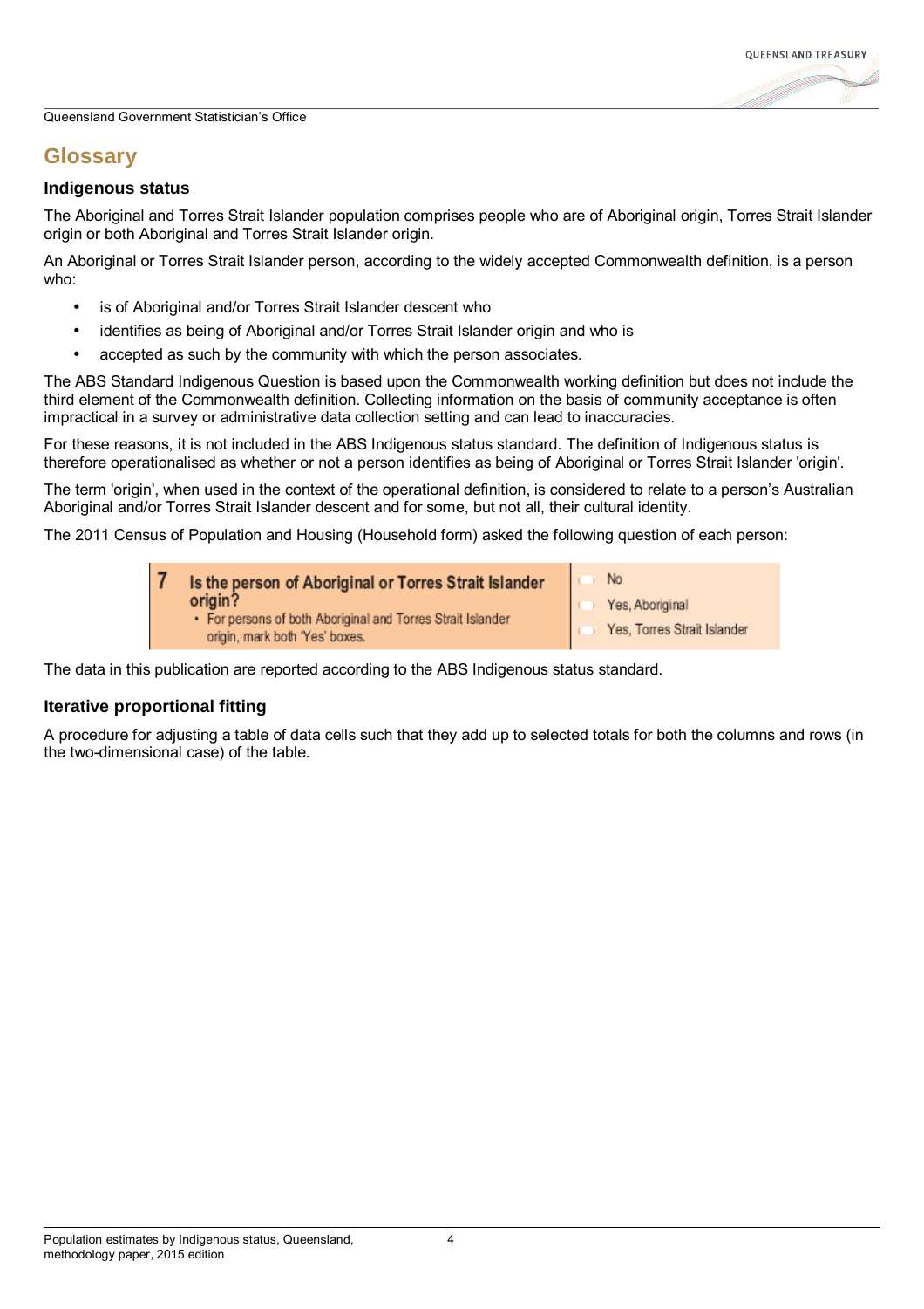## Glossary

### Indigenous status

The Aboriginal and Torres Strait Islander population comprises people who are of Aboriginal origin, Torres Strait Islander origin or both Aboriginal and Torres Strait Islander origin.

An Aboriginal or Torres Strait Islander person, according to the widely accepted Commonwealth definition, is a person who:

- is of Aboriginal and/or Torres Strait Islander descent who
- identifies as being of Aboriginal and/or Torres Strait Islander origin and who is
- accepted as such by the community with which the person associates.

The ABS Standard Indigenous Question is based upon the Commonwealth working definition but does not include the third element of the Commonwealth definition. Collecting information on the basis of community acceptance is often impractical in a survey or administrative data collection setting and can lead to inaccuracies.

For these reasons, it is not included in the ABS Indigenous status standard. The definition of Indigenous status is therefore operationalised as whether or not a person identifies as being of Aboriginal or Torres Strait Islander 'origin'.

The term 'origin', when used in the context of the operational definition, is considered to relate to a person's Australian Aboriginal and/or Torres Strait Islander descent and for some, but not all, their cultural identity.

The 2011 Census of Population and Housing (Household form) asked the following question of each person:

**7 Is the person of Aboriginal or Torres Strait Islander origin?**

- For persons of both Aboriginal and Torres Strait Islander origin, mark both 'Yes' boxes.

- No
- Yes, Aboriginal
- Yes, Torres Strait Islander

The data in this publication are reported according to the ABS Indigenous status standard.

### Iterative proportional fitting

A procedure for adjusting a table of data cells such that they add up to selected totals for both the columns and rows (in the two-dimensional case) of the table.